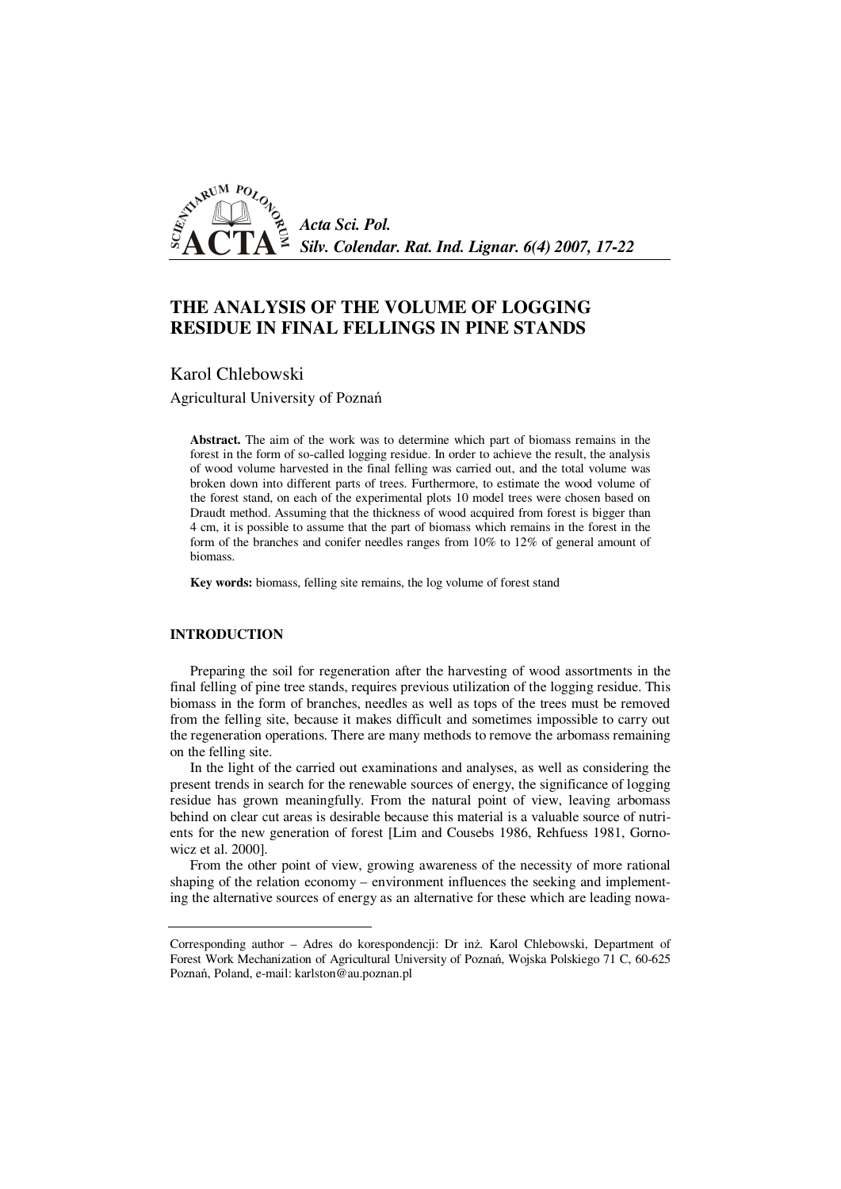# THE ANALYSIS OF THE VOLUME OF LOGGING RESIDUE IN FINAL FELLINGS IN PINE STANDS

Karol Chlebowski

Agricultural University of Poznań

**Abstract.** The aim of the work was to determine which part of biomass remains in the forest in the form of so-called logging residue. In order to achieve the result, the analysis of wood volume harvested in the final felling was carried out, and the total volume was broken down into different parts of trees. Furthermore, to estimate the wood volume of the forest stand, on each of the experimental plots 10 model trees were chosen based on Draudt method. Assuming that the thickness of wood acquired from forest is bigger than 4 cm, it is possible to assume that the part of biomass which remains in the forest in the form of the branches and conifer needles ranges from 10% to 12% of general amount of biomass.

**Key words:** biomass, felling site remains, the log volume of forest stand

## INTRODUCTION

Preparing the soil for regeneration after the harvesting of wood assortments in the final felling of pine tree stands, requires previous utilization of the logging residue. This biomass in the form of branches, needles as well as tops of the trees must be removed from the felling site, because it makes difficult and sometimes impossible to carry out the regeneration operations. There are many methods to remove the arbomass remaining on the felling site.

In the light of the carried out examinations and analyses, as well as considering the present trends in search for the renewable sources of energy, the significance of logging residue has grown meaningfully. From the natural point of view, leaving arbomass behind on clear cut areas is desirable because this material is a valuable source of nutrients for the new generation of forest [Lim and Cousebs 1986, Rehfuess 1981, Gornowicz et al. 2000].

From the other point of view, growing awareness of the necessity of more rational shaping of the relation economy – environment influences the seeking and implementing the alternative sources of energy as an alternative for these which are leading nowa-

Corresponding author – Adres do korespondencji: Dr inż. Karol Chlebowski, Department of Forest Work Mechanization of Agricultural University of Poznań, Wojska Polskiego 71 C, 60-625 Poznań, Poland, e-mail: karlston@au.poznan.pl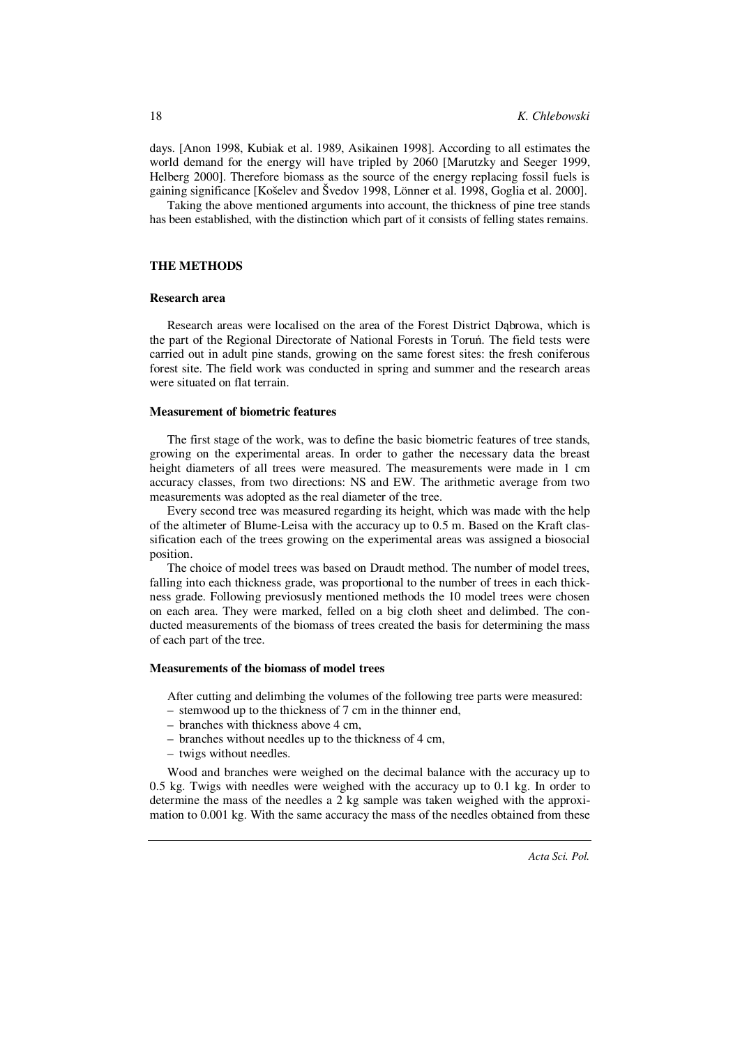days. [Anon 1998, Kubiak et al. 1989, Asikainen 1998]. According to all estimates the world demand for the energy will have tripled by 2060 [Marutzky and Seeger 1999, Helberg 2000]. Therefore biomass as the source of the energy replacing fossil fuels is gaining significance [Koševel and Švedov 1998, Lönner et al. 1998, Goglia et al. 2000].

Taking the above mentioned arguments into account, the thickness of pine tree stands has been established, with the distinction which part of it consists of felling states remains.

## THE METHODS

### Research area

Research areas were localised on the area of the Forest District Dąbrowa, which is the part of the Regional Directorate of National Forests in Toruń. The field tests were carried out in adult pine stands, growing on the same forest sites: the fresh coniferous forest site. The field work was conducted in spring and summer and the research areas were situated on flat terrain.

### Measurement of biometric features

The first stage of the work, was to define the basic biometric features of tree stands, growing on the experimental areas. In order to gather the necessary data the breast height diameters of all trees were measured. The measurements were made in 1 cm accuracy classes, from two directions: NS and EW. The arithmetic average from two measurements was adopted as the real diameter of the tree.

Every second tree was measured regarding its height, which was made with the help of the altimeter of Blume-Leisa with the accuracy up to 0.5 m. Based on the Kraft classification each of the trees growing on the experimental areas was assigned a biosocial position.

The choice of model trees was based on Draudt method. The number of model trees, falling into each thickness grade, was proportional to the number of trees in each thickness grade. Following previosusly mentioned methods the 10 model trees were chosen on each area. They were marked, felled on a big cloth sheet and delimbed. The conducted measurements of the biomass of trees created the basis for determining the mass of each part of the tree.

### Measurements of the biomass of model trees

After cutting and delimbing the volumes of the following tree parts were measured:

- stemwood up to the thickness of 7 cm in the thinner end,
- branches with thickness above 4 cm,
- branches without needles up to the thickness of 4 cm,
- twigs without needles.

Wood and branches were weighed on the decimal balance with the accuracy up to 0.5 kg. Twigs with needles were weighed with the accuracy up to 0.1 kg. In order to determine the mass of the needles a 2 kg sample was taken weighed with the approximation to 0.001 kg. With the same accuracy the mass of the needles obtained from these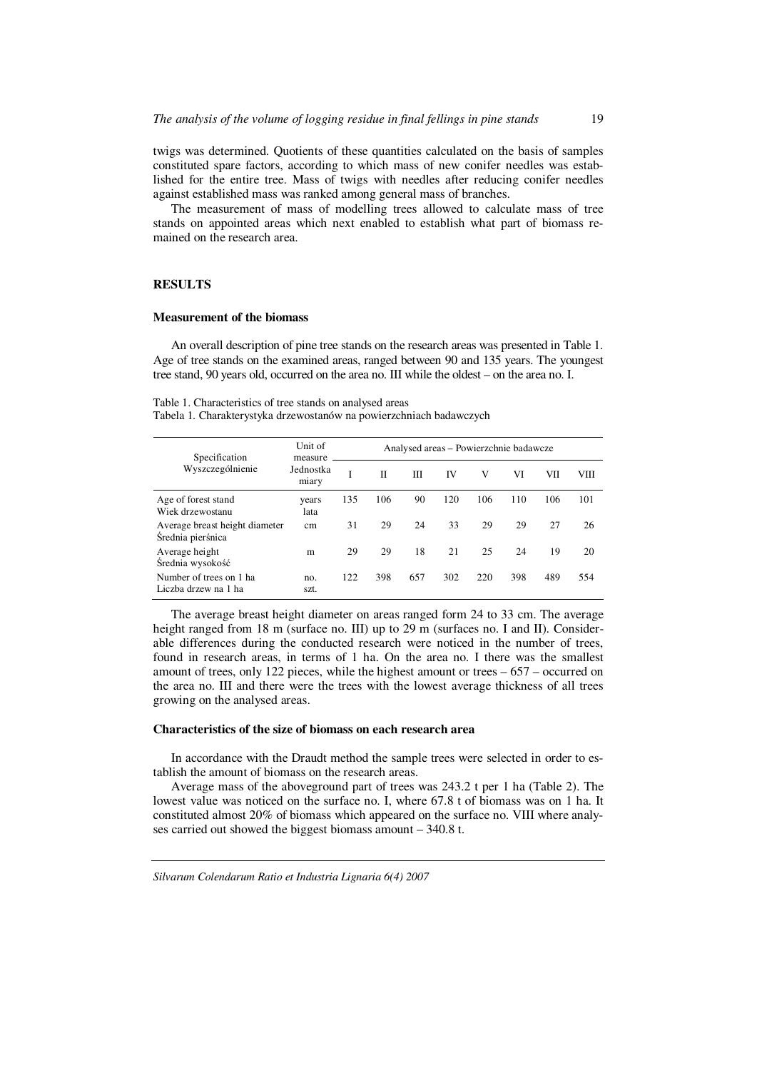twigs was determined. Quotients of these quantities calculated on the basis of samples constituted spare factors, according to which mass of new conifer needles was established for the entire tree. Mass of twigs with needles after reducing conifer needles against established mass was ranked among general mass of branches.

The measurement of mass of modelling trees allowed to calculate mass of tree stands on appointed areas which next enabled to establish what part of biomass remained on the research area.

## RESULTS

### Measurement of the biomass

An overall description of pine tree stands on the research areas was presented in Table 1. Age of tree stands on the examined areas, ranged between 90 and 135 years. The youngest tree stand, 90 years old, occurred on the area no. III while the oldest – on the area no. I.

Table 1. Characteristics of tree stands on analysed areas
Tabela 1. Charakterystyka drzewostanów na powierzchniach badawczych

| Specification<br>Wyszczególnienie | Unit of measure<br>Jednostka miary | Analysed areas – Powierzchnie badawcze | | | | | | | |
|---|---|---|---|---|---|---|---|---|---|
| | | I | II | III | IV | V | VI | VII | VIII |
| Age of forest stand<br>Wiek drzewostanu | years<br>lata | 135 | 106 | 90 | 120 | 106 | 110 | 106 | 101 |
| Average breast height diameter<br>Średnia pierśnica | cm | 31 | 29 | 24 | 33 | 29 | 29 | 27 | 26 |
| Average height<br>Średnia wysokość | m | 29 | 29 | 18 | 21 | 25 | 24 | 19 | 20 |
| Number of trees on 1 ha<br>Liczba drzew na 1 ha | no.<br>szt. | 122 | 398 | 657 | 302 | 220 | 398 | 489 | 554 |

The average breast height diameter on areas ranged form 24 to 33 cm. The average height ranged from 18 m (surface no. III) up to 29 m (surfaces no. I and II). Considerable differences during the conducted research were noticed in the number of trees, found in research areas, in terms of 1 ha. On the area no. I there was the smallest amount of trees, only 122 pieces, while the highest amount or trees – 657 – occurred on the area no. III and there were the trees with the lowest average thickness of all trees growing on the analysed areas.

### Characteristics of the size of biomass on each research area

In accordance with the Draudt method the sample trees were selected in order to establish the amount of biomass on the research areas.

Average mass of the aboveground part of trees was 243.2 t per 1 ha (Table 2). The lowest value was noticed on the surface no. I, where 67.8 t of biomass was on 1 ha. It constituted almost 20% of biomass which appeared on the surface no. VIII where analyses carried out showed the biggest biomass amount – 340.8 t.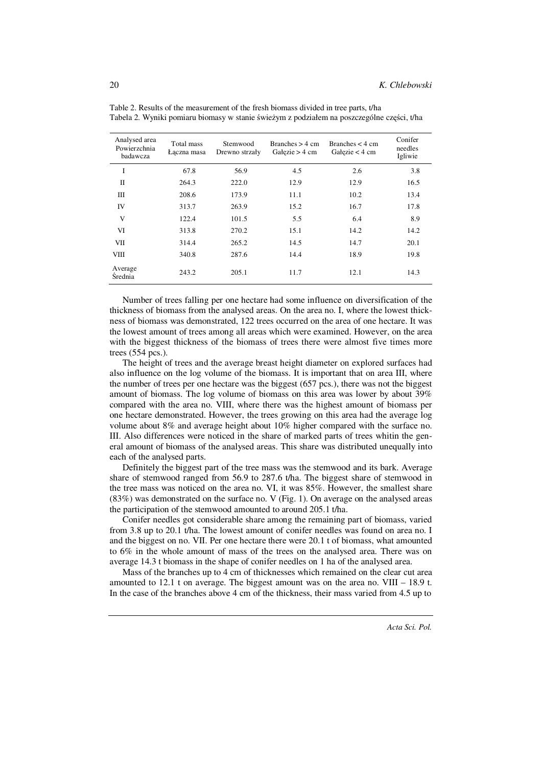Table 2. Results of the measurement of the fresh biomass divided in tree parts, t/ha
Tabela 2. Wyniki pomiaru biomasy w stanie świeżym z podziałem na poszczególne części, t/ha

| Analysed area Powierzchnia badawcza | Total mass Łączna masa | Stemwood Drewno strzały | Branches > 4 cm Gałęzie > 4 cm | Branches < 4 cm Gałęzie < 4 cm | Conifer needles Igliwie |
|---|---|---|---|---|---|
| I | 67.8 | 56.9 | 4.5 | 2.6 | 3.8 |
| II | 264.3 | 222.0 | 12.9 | 12.9 | 16.5 |
| III | 208.6 | 173.9 | 11.1 | 10.2 | 13.4 |
| IV | 313.7 | 263.9 | 15.2 | 16.7 | 17.8 |
| V | 122.4 | 101.5 | 5.5 | 6.4 | 8.9 |
| VI | 313.8 | 270.2 | 15.1 | 14.2 | 14.2 |
| VII | 314.4 | 265.2 | 14.5 | 14.7 | 20.1 |
| VIII | 340.8 | 287.6 | 14.4 | 18.9 | 19.8 |
| Average Średnia | 243.2 | 205.1 | 11.7 | 12.1 | 14.3 |

Number of trees falling per one hectare had some influence on diversification of the thickness of biomass from the analysed areas. On the area no. I, where the lowest thickness of biomass was demonstrated, 122 trees occurred on the area of one hectare. It was the lowest amount of trees among all areas which were examined. However, on the area with the biggest thickness of the biomass of trees there were almost five times more trees (554 pcs.).

The height of trees and the average breast height diameter on explored surfaces had also influence on the log volume of the biomass. It is important that on area III, where the number of trees per one hectare was the biggest (657 pcs.), there was not the biggest amount of biomass. The log volume of biomass on this area was lower by about 39% compared with the area no. VIII, where there was the highest amount of biomass per one hectare demonstrated. However, the trees growing on this area had the average log volume about 8% and average height about 10% higher compared with the surface no. III. Also differences were noticed in the share of marked parts of trees whitin the general amount of biomass of the analysed areas. This share was distributed unequally into each of the analysed parts.

Definitely the biggest part of the tree mass was the stemwood and its bark. Average share of stemwood ranged from 56.9 to 287.6 t/ha. The biggest share of stemwood in the tree mass was noticed on the area no. VI, it was 85%. However, the smallest share (83%) was demonstrated on the surface no. V (Fig. 1). On average on the analysed areas the participation of the stemwood amounted to around 205.1 t/ha.

Conifer needles got considerable share among the remaining part of biomass, varied from 3.8 up to 20.1 t/ha. The lowest amount of conifer needles was found on area no. I and the biggest on no. VII. Per one hectare there were 20.1 t of biomass, what amounted to 6% in the whole amount of mass of the trees on the analysed area. There was on average 14.3 t biomass in the shape of conifer needles on 1 ha of the analysed area.

Mass of the branches up to 4 cm of thicknesses which remained on the clear cut area amounted to 12.1 t on average. The biggest amount was on the area no. VIII – 18.9 t. In the case of the branches above 4 cm of the thickness, their mass varied from 4.5 up to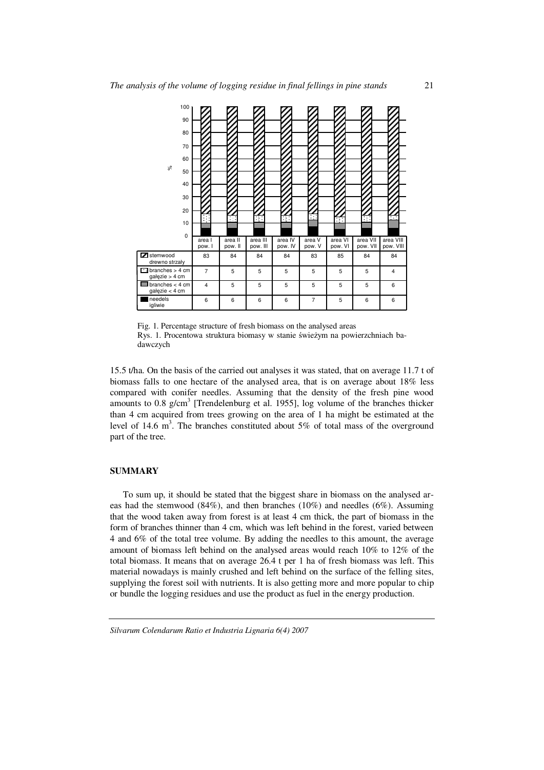| | area I pow. I | area II pow. II | area III pow. III | area IV pow. IV | area V pow. V | area VI pow. VI | area VII pow. VII | area VIII pow. VIII |
|---|---|---|---|---|---|---|---|---|
| stemwood drewno strzały | 83 | 84 | 84 | 84 | 83 | 85 | 84 | 84 |
| branches > 4 cm gałęzie > 4 cm | 7 | 5 | 5 | 5 | 5 | 5 | 5 | 4 |
| branches < 4 cm gałęzie < 4 cm | 4 | 5 | 5 | 5 | 5 | 5 | 5 | 6 |
| needels igliwie | 6 | 6 | 6 | 6 | 7 | 5 | 6 | 6 |

Fig. 1. Percentage structure of fresh biomass on the analysed areas
Rys. 1. Procentowa struktura biomasy w stanie świeżym na powierzchniach badawczych

15.5 t/ha. On the basis of the carried out analyses it was stated, that on average 11.7 t of biomass falls to one hectare of the analysed area, that is on average about 18% less compared with conifer needles. Assuming that the density of the fresh pine wood amounts to 0.8 g/cm$^3$ [Trendelenburg et al. 1955], log volume of the branches thicker than 4 cm acquired from trees growing on the area of 1 ha might be estimated at the level of 14.6 m$^3$. The branches constituted about 5% of total mass of the overground part of the tree.

## SUMMARY

To sum up, it should be stated that the biggest share in biomass on the analysed areas had the stemwood (84%), and then branches (10%) and needles (6%). Assuming that the wood taken away from forest is at least 4 cm thick, the part of biomass in the form of branches thinner than 4 cm, which was left behind in the forest, varied between 4 and 6% of the total tree volume. By adding the needles to this amount, the average amount of biomass left behind on the analysed areas would reach 10% to 12% of the total biomass. It means that on average 26.4 t per 1 ha of fresh biomass was left. This material nowadays is mainly crushed and left behind on the surface of the felling sites, supplying the forest soil with nutrients. It is also getting more and more popular to chip or bundle the logging residues and use the product as fuel in the energy production.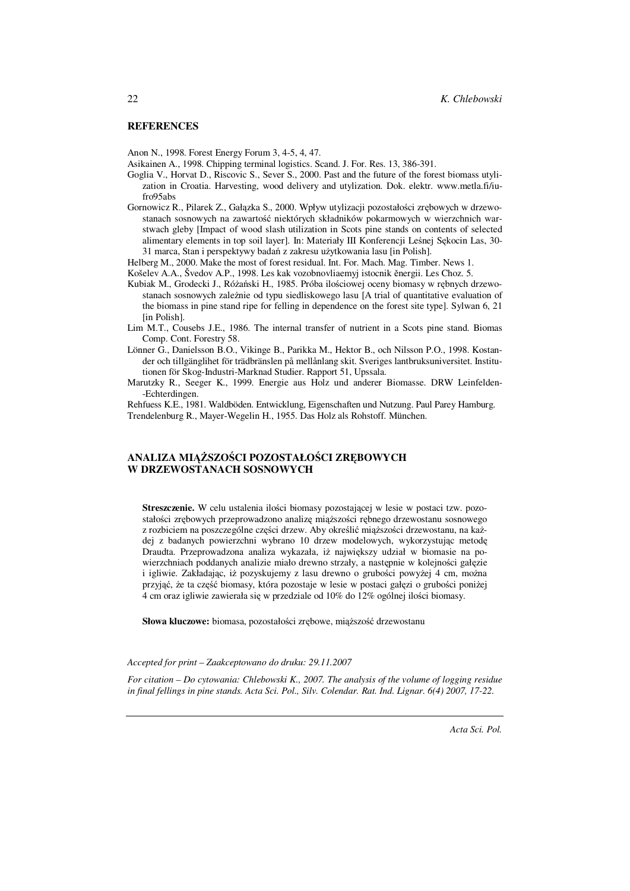**REFERENCES**

Anon N., 1998. Forest Energy Forum 3, 4-5, 4, 47.

Asikainen A., 1998. Chipping terminal logistics. Scand. J. For. Res. 13, 386-391.

Goglia V., Horvat D., Riscovic S., Sever S., 2000. Past and the future of the forest biomass utylization in Croatia. Harvesting, wood delivery and utylization. Dok. elektr. www.metla.fi/iufro95abs

Gornowicz R., Pilarek Z., Gałązka S., 2000. Wpływ utylizacji pozostałości zrębowych w drzewostanach sosnowych na zawartość niektórych składników pokarmowych w wierzchnich warstwach gleby [Impact of wood slash utilization in Scots pine stands on contents of selected alimentary elements in top soil layer]. In: Materiały III Konferencji Leśnej Sękocin Las, 30-31 marca, Stan i perspektywy badań z zakresu użytkowania lasu [in Polish].

Helberg M., 2000. Make the most of forest residual. Int. For. Mach. Mag. Timber. News 1.

Koševlev A.A., Švedov A.P., 1998. Les kak vozobnovliaemyj istocnik ěnergii. Les Choz. 5.

Kubiak M., Grodecki J., Różański H., 1985. Próba ilościowej oceny biomasy w rębnych drzewostanach sosnowych zależnie od typu siedliskowego lasu [A trial of quantitative evaluation of the biomass in pine stand ripe for felling in dependence on the forest site type]. Sylwan 6, 21 [in Polish].

Lim M.T., Cousebs J.E., 1986. The internal transfer of nutrient in a Scots pine stand. Biomas Comp. Cont. Forestry 58.

Lönner G., Danielsson B.O., Vikinge B., Parikka M., Hektor B., och Nilsson P.O., 1998. Kostander och tillgänglihet för trädbränslen på mellånlang skit. Sveriges lantbruksuniversitet. Institutionen för Skog-Industri-Marknad Studier. Rapport 51, Upssala.

Marutzky R., Seeger K., 1999. Energie aus Holz und anderer Biomasse. DRW Leinfelden--Echterdingen.

Rehfuess K.E., 1981. Waldböden. Entwicklung, Eigenschaften und Nutzung. Paul Parey Hamburg.

Trendelenburg R., Mayer-Wegelin H., 1955. Das Holz als Rohstoff. München.

## ANALIZA MIĄŻSZOŚCI POZOSTAŁOŚCI ZRĘBOWYCH W DRZEWOSTANACH SOSNOWYCH

**Streszczenie.** W celu ustalenia ilości biomasy pozostającej w lesie w postaci tzw. pozostałości zrębowych przeprowadzono analizę miąższości rębnego drzewostanu sosnowego z rozbiciem na poszczególne części drzew. Aby określić miąższości drzewostanu, na każdej z badanych powierzchni wybrano 10 drzew modelowych, wykorzystując metodę Draudta. Przeprowadzona analiza wykazała, iż największy udział w biomasie na powierzchniach poddanych analizie miało drewno strzały, a następnie w kolejności gałęzie i igliwie. Zakładając, iż pozyskujemy z lasu drewno o grubości powyżej 4 cm, można przyjąć, że ta część biomasy, która pozostaje w lesie w postaci gałęzi o grubości poniżej 4 cm oraz igliwie zawierała się w przedziale od 10% do 12% ogólnej ilości biomasy.

**Słowa kluczowe:** biomasa, pozostałości zrębowe, miąższość drzewostanu

*Accepted for print – Zaakceptowano do druku: 29.11.2007*

*For citation – Do cytowania: Chlebowski K., 2007. The analysis of the volume of logging residue in final fellings in pine stands. Acta Sci. Pol., Silv. Colendar. Rat. Ind. Lignar. 6(4) 2007, 17-22.*